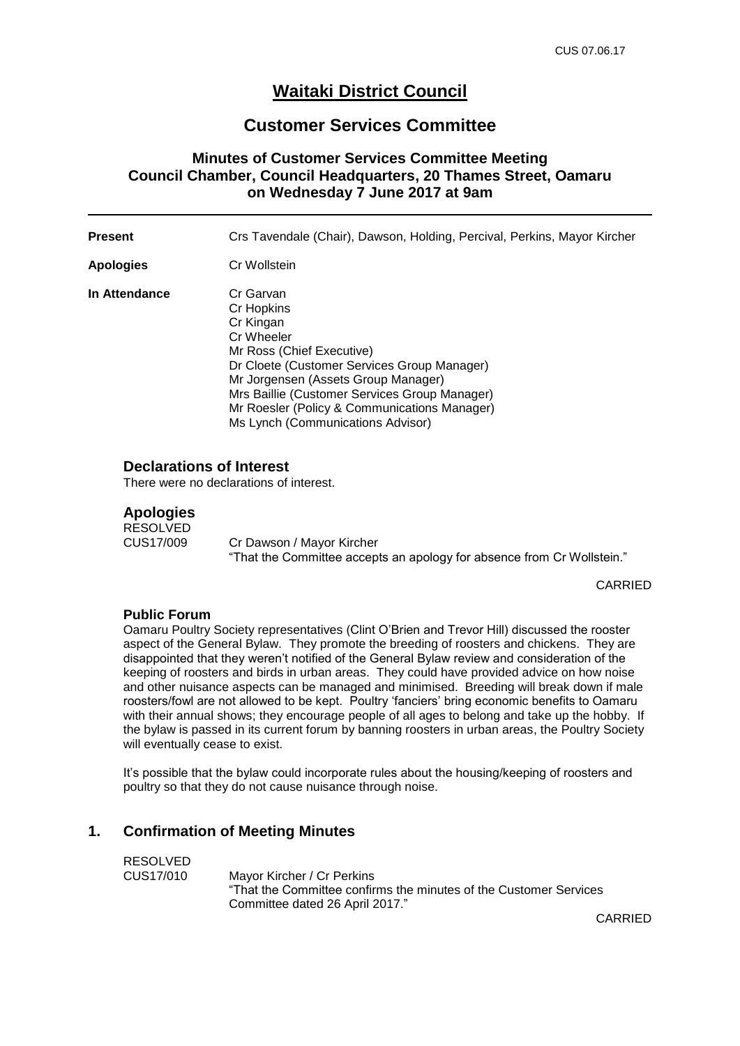# Waitaki District Council

## Customer Services Committee

### Minutes of Customer Services Committee Meeting Council Chamber, Council Headquarters, 20 Thames Street, Oamaru on Wednesday 7 June 2017 at 9am

| | |
|---|---|
| **Present** | Crs Tavendale (Chair), Dawson, Holding, Percival, Perkins, Mayor Kircher |
| **Apologies** | Cr Wollstein |
| **In Attendance** | Cr Garvan<br>Cr Hopkins<br>Cr Kingan<br>Cr Wheeler<br>Mr Ross (Chief Executive)<br>Dr Cloete (Customer Services Group Manager)<br>Mr Jorgensen (Assets Group Manager)<br>Mrs Baillie (Customer Services Group Manager)<br>Mr Roesler (Policy & Communications Manager)<br>Ms Lynch (Communications Advisor) |

### Declarations of Interest

There were no declarations of interest.

### Apologies

RESOLVED
CUS17/009 Cr Dawson / Mayor Kircher
"That the Committee accepts an apology for absence from Cr Wollstein."

CARRIED

#### Public Forum

Oamaru Poultry Society representatives (Clint O'Brien and Trevor Hill) discussed the rooster aspect of the General Bylaw. They promote the breeding of roosters and chickens. They are disappointed that they weren't notified of the General Bylaw review and consideration of the keeping of roosters and birds in urban areas. They could have provided advice on how noise and other nuisance aspects can be managed and minimised. Breeding will break down if male roosters/fowl are not allowed to be kept. Poultry 'fanciers' bring economic benefits to Oamaru with their annual shows; they encourage people of all ages to belong and take up the hobby. If the bylaw is passed in its current forum by banning roosters in urban areas, the Poultry Society will eventually cease to exist.

It's possible that the bylaw could incorporate rules about the housing/keeping of roosters and poultry so that they do not cause nuisance through noise.

### 1. Confirmation of Meeting Minutes

RESOLVED
CUS17/010 Mayor Kircher / Cr Perkins
"That the Committee confirms the minutes of the Customer Services Committee dated 26 April 2017."

CARRIED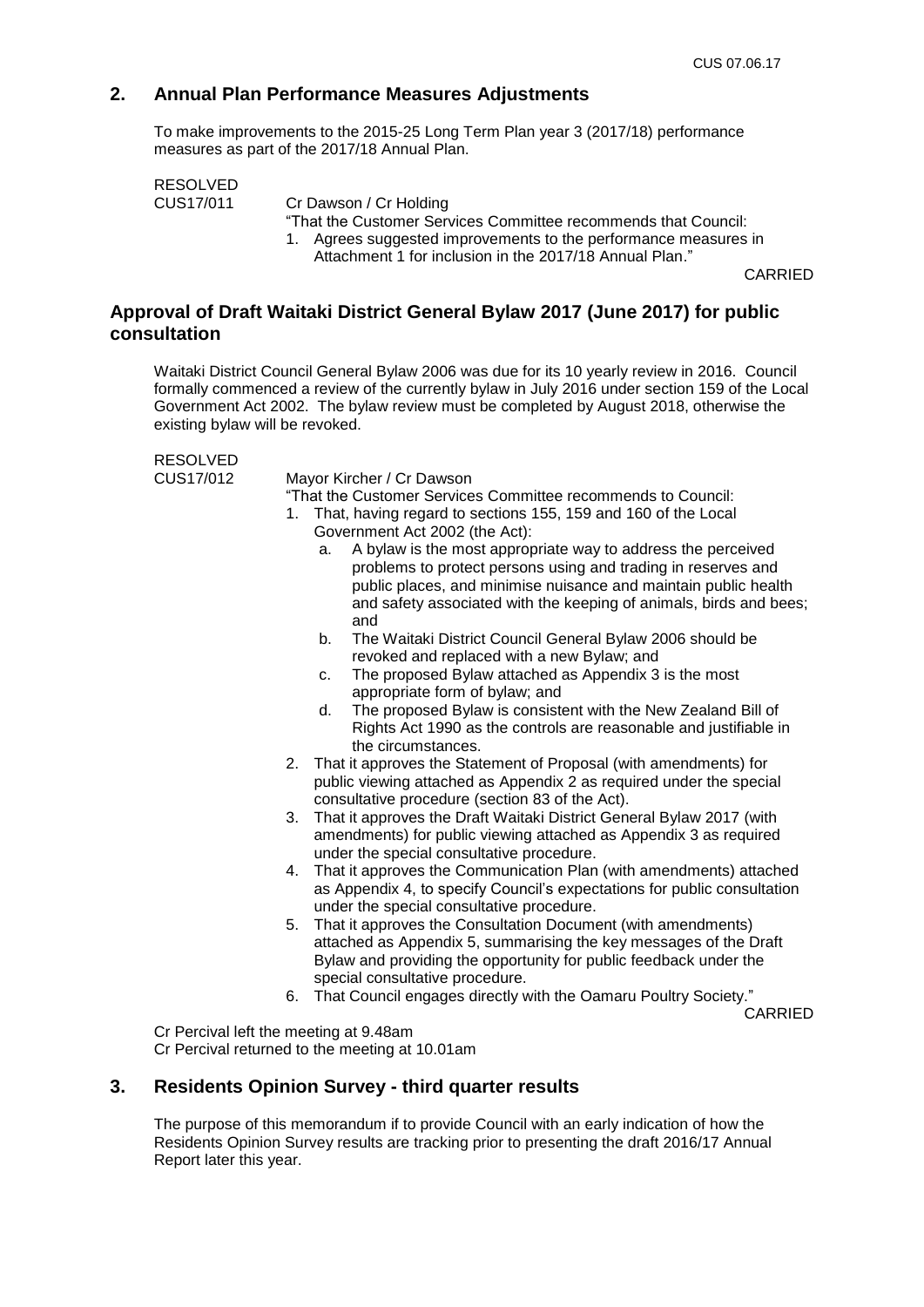## 2. Annual Plan Performance Measures Adjustments

To make improvements to the 2015-25 Long Term Plan year 3 (2017/18) performance measures as part of the 2017/18 Annual Plan.

RESOLVED
CUS17/011 Cr Dawson / Cr Holding

"That the Customer Services Committee recommends that Council:

1. Agrees suggested improvements to the performance measures in Attachment 1 for inclusion in the 2017/18 Annual Plan."

CARRIED

## Approval of Draft Waitaki District General Bylaw 2017 (June 2017) for public consultation

Waitaki District Council General Bylaw 2006 was due for its 10 yearly review in 2016. Council formally commenced a review of the currently bylaw in July 2016 under section 159 of the Local Government Act 2002. The bylaw review must be completed by August 2018, otherwise the existing bylaw will be revoked.

RESOLVED
CUS17/012 Mayor Kircher / Cr Dawson

"That the Customer Services Committee recommends to Council:

1. That, having regard to sections 155, 159 and 160 of the Local Government Act 2002 (the Act):
   a. A bylaw is the most appropriate way to address the perceived problems to protect persons using and trading in reserves and public places, and minimise nuisance and maintain public health and safety associated with the keeping of animals, birds and bees; and
   b. The Waitaki District Council General Bylaw 2006 should be revoked and replaced with a new Bylaw; and
   c. The proposed Bylaw attached as Appendix 3 is the most appropriate form of bylaw; and
   d. The proposed Bylaw is consistent with the New Zealand Bill of Rights Act 1990 as the controls are reasonable and justifiable in the circumstances.
2. That it approves the Statement of Proposal (with amendments) for public viewing attached as Appendix 2 as required under the special consultative procedure (section 83 of the Act).
3. That it approves the Draft Waitaki District General Bylaw 2017 (with amendments) for public viewing attached as Appendix 3 as required under the special consultative procedure.
4. That it approves the Communication Plan (with amendments) attached as Appendix 4, to specify Council's expectations for public consultation under the special consultative procedure.
5. That it approves the Consultation Document (with amendments) attached as Appendix 5, summarising the key messages of the Draft Bylaw and providing the opportunity for public feedback under the special consultative procedure.
6. That Council engages directly with the Oamaru Poultry Society."

CARRIED

Cr Percival left the meeting at 9.48am
Cr Percival returned to the meeting at 10.01am

## 3. Residents Opinion Survey - third quarter results

The purpose of this memorandum if to provide Council with an early indication of how the Residents Opinion Survey results are tracking prior to presenting the draft 2016/17 Annual Report later this year.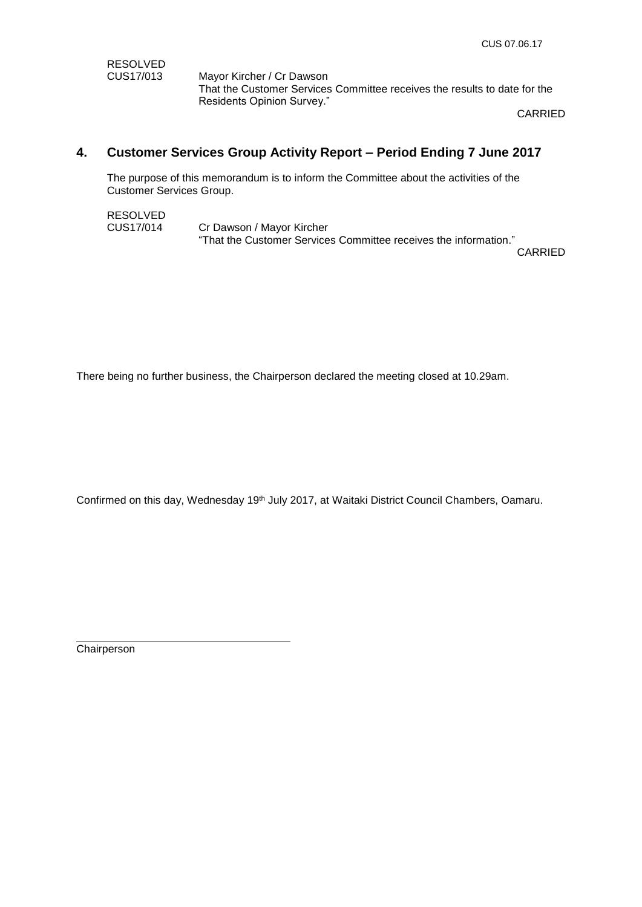RESOLVED
CUS17/013 Mayor Kircher / Cr Dawson
That the Customer Services Committee receives the results to date for the Residents Opinion Survey."

CARRIED

## 4. Customer Services Group Activity Report – Period Ending 7 June 2017

The purpose of this memorandum is to inform the Committee about the activities of the Customer Services Group.

RESOLVED
CUS17/014 Cr Dawson / Mayor Kircher
"That the Customer Services Committee receives the information."

CARRIED

There being no further business, the Chairperson declared the meeting closed at 10.29am.

Confirmed on this day, Wednesday 19th July 2017, at Waitaki District Council Chambers, Oamaru.

Chairperson